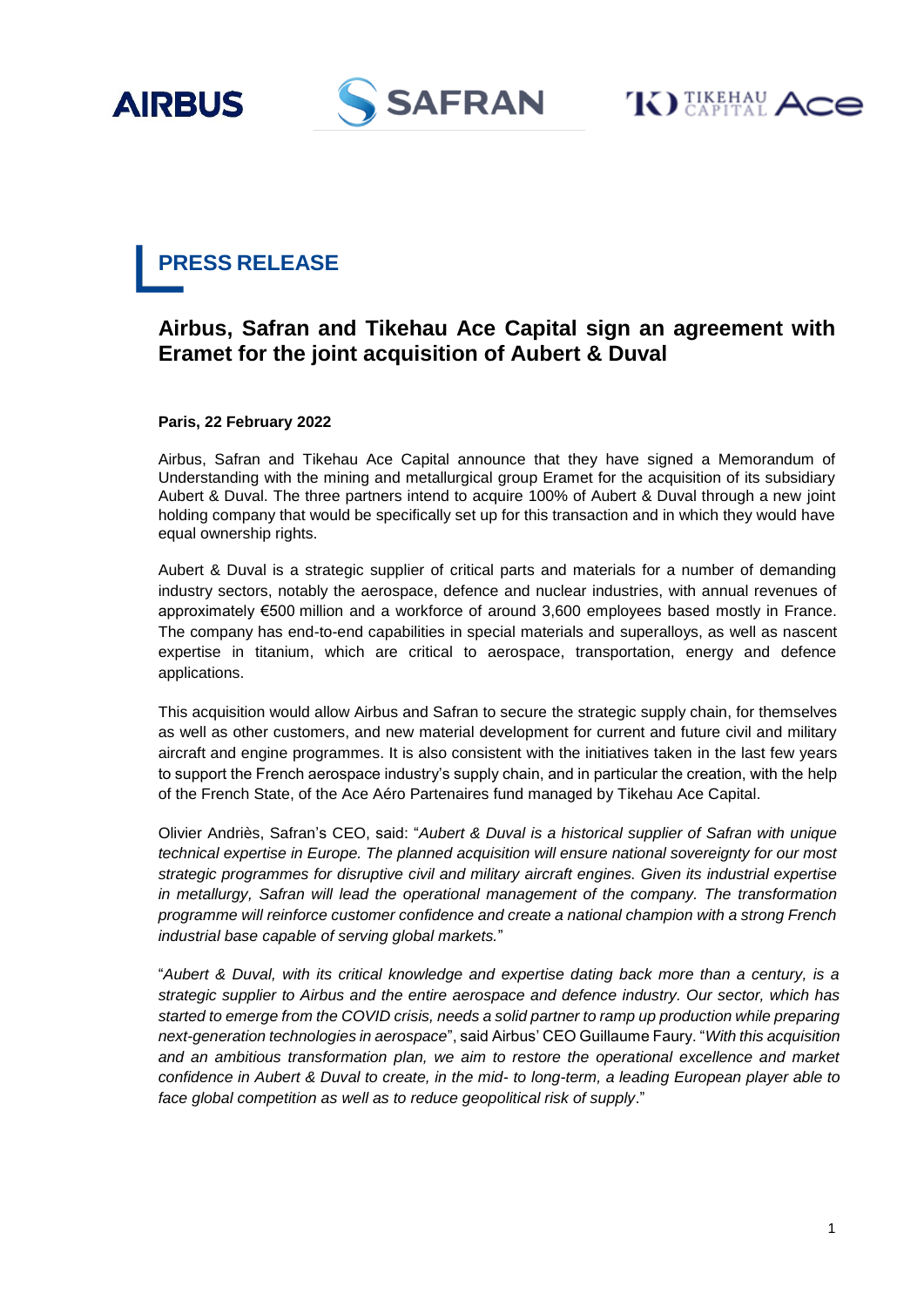# PRESS RELEASE

## Airbus, Safran and Tikehau Ace Capital sign an agreement with Eramet for the joint acquisition of Aubert & Duval

**Paris, 22 February 2022**

Airbus, Safran and Tikehau Ace Capital announce that they have signed a Memorandum of Understanding with the mining and metallurgical group Eramet for the acquisition of its subsidiary Aubert & Duval. The three partners intend to acquire 100% of Aubert & Duval through a new joint holding company that would be specifically set up for this transaction and in which they would have equal ownership rights.

Aubert & Duval is a strategic supplier of critical parts and materials for a number of demanding industry sectors, notably the aerospace, defence and nuclear industries, with annual revenues of approximately €500 million and a workforce of around 3,600 employees based mostly in France. The company has end-to-end capabilities in special materials and superalloys, as well as nascent expertise in titanium, which are critical to aerospace, transportation, energy and defence applications.

This acquisition would allow Airbus and Safran to secure the strategic supply chain, for themselves as well as other customers, and new material development for current and future civil and military aircraft and engine programmes. It is also consistent with the initiatives taken in the last few years to support the French aerospace industry's supply chain, and in particular the creation, with the help of the French State, of the Ace Aéro Partenaires fund managed by Tikehau Ace Capital.

Olivier Andriès, Safran's CEO, said: "*Aubert & Duval is a historical supplier of Safran with unique technical expertise in Europe. The planned acquisition will ensure national sovereignty for our most strategic programmes for disruptive civil and military aircraft engines. Given its industrial expertise in metallurgy, Safran will lead the operational management of the company. The transformation programme will reinforce customer confidence and create a national champion with a strong French industrial base capable of serving global markets.*"

"*Aubert & Duval, with its critical knowledge and expertise dating back more than a century, is a strategic supplier to Airbus and the entire aerospace and defence industry. Our sector, which has started to emerge from the COVID crisis, needs a solid partner to ramp up production while preparing next-generation technologies in aerospace*", said Airbus' CEO Guillaume Faury. "*With this acquisition and an ambitious transformation plan, we aim to restore the operational excellence and market confidence in Aubert & Duval to create, in the mid- to long-term, a leading European player able to face global competition as well as to reduce geopolitical risk of supply*."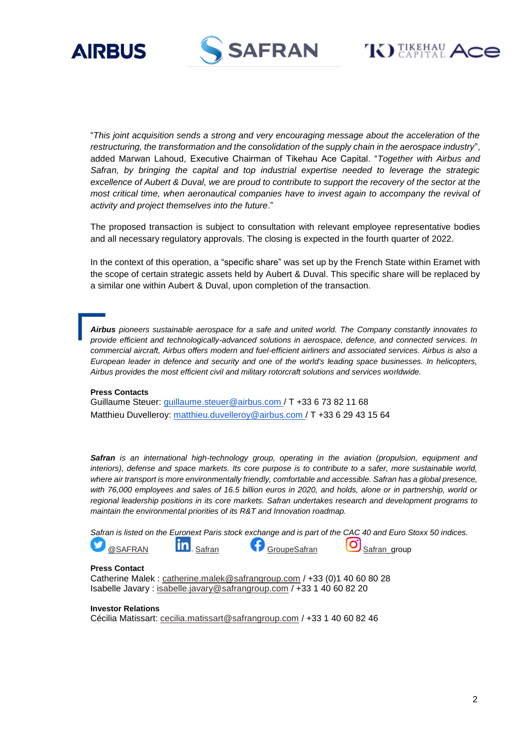"*This joint acquisition sends a strong and very encouraging message about the acceleration of the restructuring, the transformation and the consolidation of the supply chain in the aerospace industry*", added Marwan Lahoud, Executive Chairman of Tikehau Ace Capital. "*Together with Airbus and Safran, by bringing the capital and top industrial expertise needed to leverage the strategic excellence of Aubert & Duval, we are proud to contribute to support the recovery of the sector at the most critical time, when aeronautical companies have to invest again to accompany the revival of activity and project themselves into the future*."

The proposed transaction is subject to consultation with relevant employee representative bodies and all necessary regulatory approvals. The closing is expected in the fourth quarter of 2022.

In the context of this operation, a "specific share" was set up by the French State within Eramet with the scope of certain strategic assets held by Aubert & Duval. This specific share will be replaced by a similar one within Aubert & Duval, upon completion of the transaction.

***Airbus** pioneers sustainable aerospace for a safe and united world. The Company constantly innovates to provide efficient and technologically-advanced solutions in aerospace, defence, and connected services. In commercial aircraft, Airbus offers modern and fuel-efficient airliners and associated services. Airbus is also a European leader in defence and security and one of the world's leading space businesses. In helicopters, Airbus provides the most efficient civil and military rotorcraft solutions and services worldwide.*

**Press Contacts**
Guillaume Steuer: guillaume.steuer@airbus.com / T +33 6 73 82 11 68
Matthieu Duvelleroy: matthieu.duvelleroy@airbus.com / T +33 6 29 43 15 64

***Safran** is an international high-technology group, operating in the aviation (propulsion, equipment and interiors), defense and space markets. Its core purpose is to contribute to a safer, more sustainable world, where air transport is more environmentally friendly, comfortable and accessible. Safran has a global presence, with 76,000 employees and sales of 16.5 billion euros in 2020, and holds, alone or in partnership, world or regional leadership positions in its core markets. Safran undertakes research and development programs to maintain the environmental priorities of its R&T and Innovation roadmap.*

*Safran is listed on the Euronext Paris stock exchange and is part of the CAC 40 and Euro Stoxx 50 indices.*

@SAFRAN  Safran  GroupeSafran  Safran_group

**Press Contact**
Catherine Malek : catherine.malek@safrangroup.com / +33 (0)1 40 60 80 28
Isabelle Javary : isabelle.javary@safrangroup.com / +33 1 40 60 82 20

**Investor Relations**
Cécilia Matissart: cecilia.matissart@safrangroup.com / +33 1 40 60 82 46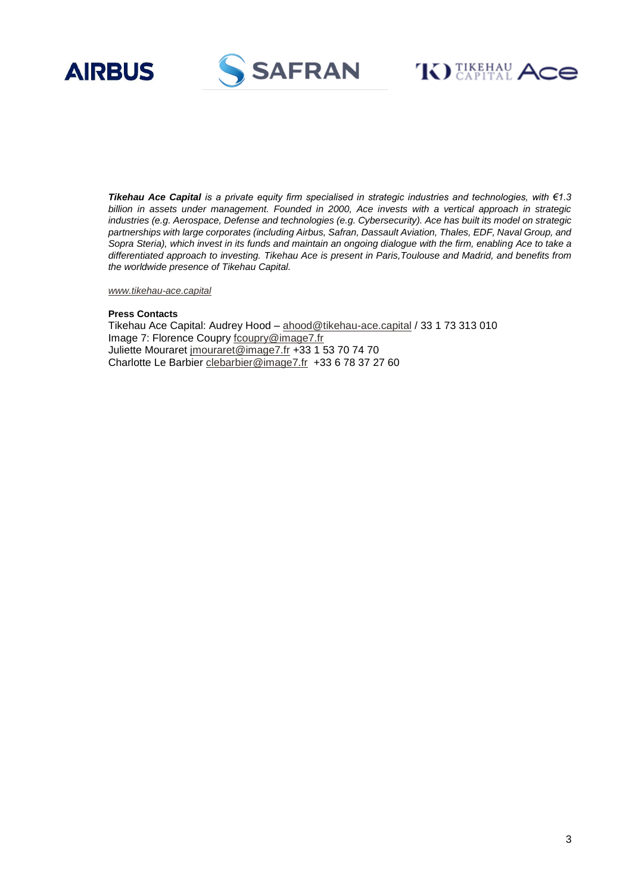***Tikehau Ace Capital** is a private equity firm specialised in strategic industries and technologies, with €1.3 billion in assets under management. Founded in 2000, Ace invests with a vertical approach in strategic industries (e.g. Aerospace, Defense and technologies (e.g. Cybersecurity). Ace has built its model on strategic partnerships with large corporates (including Airbus, Safran, Dassault Aviation, Thales, EDF, Naval Group, and Sopra Steria), which invest in its funds and maintain an ongoing dialogue with the firm, enabling Ace to take a differentiated approach to investing. Tikehau Ace is present in Paris,Toulouse and Madrid, and benefits from the worldwide presence of Tikehau Capital.*

*www.tikehau-ace.capital*

**Press Contacts**
Tikehau Ace Capital: Audrey Hood – ahood@tikehau-ace.capital / 33 1 73 313 010
Image 7: Florence Coupry fcoupry@image7.fr
Juliette Mouraret jmouraret@image7.fr +33 1 53 70 74 70
Charlotte Le Barbier clebarbier@image7.fr +33 6 78 37 27 60